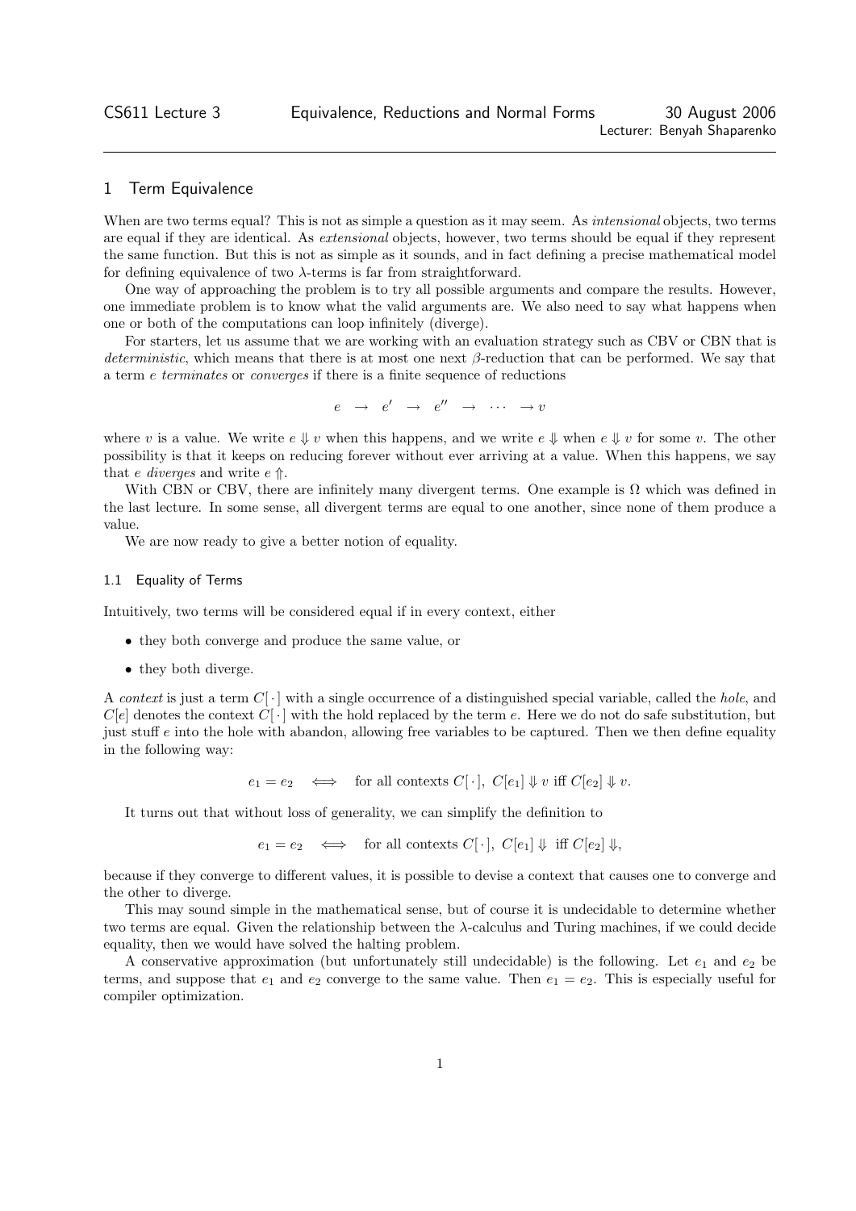CS611 Lecture 3 — Equivalence, Reductions and Normal Forms — 30 August 2006

Lecturer: Benyah Shaparenko

## 1 Term Equivalence

When are two terms equal? This is not as simple a question as it may seem. As *intensional* objects, two terms are equal if they are identical. As *extensional* objects, however, two terms should be equal if they represent the same function. But this is not as simple as it sounds, and in fact defining a precise mathematical model for defining equivalence of two $\lambda$-terms is far from straightforward.

One way of approaching the problem is to try all possible arguments and compare the results. However, one immediate problem is to know what the valid arguments are. We also need to say what happens when one or both of the computations can loop infinitely (diverge).

For starters, let us assume that we are working with an evaluation strategy such as CBV or CBN that is *deterministic*, which means that there is at most one next $\beta$-reduction that can be performed. We say that a term $e$ *terminates* or *converges* if there is a finite sequence of reductions

$$e \;\rightarrow\; e' \;\rightarrow\; e'' \;\rightarrow\; \cdots \;\rightarrow v$$

where $v$ is a value. We write $e \Downarrow v$ when this happens, and we write $e \Downarrow$ when $e \Downarrow v$ for some $v$. The other possibility is that it keeps on reducing forever without ever arriving at a value. When this happens, we say that $e$ *diverges* and write $e \Uparrow$.

With CBN or CBV, there are infinitely many divergent terms. One example is $\Omega$ which was defined in the last lecture. In some sense, all divergent terms are equal to one another, since none of them produce a value.

We are now ready to give a better notion of equality.

### 1.1 Equality of Terms

Intuitively, two terms will be considered equal if in every context, either

- they both converge and produce the same value, or
- they both diverge.

A *context* is just a term $C[\,\cdot\,]$ with a single occurrence of a distinguished special variable, called the *hole*, and $C[e]$ denotes the context $C[\,\cdot\,]$ with the hold replaced by the term $e$. Here we do not do safe substitution, but just stuff $e$ into the hole with abandon, allowing free variables to be captured. Then we then define equality in the following way:

$$e_1 = e_2 \quad \Longleftrightarrow \quad \text{for all contexts } C[\,\cdot\,],\; C[e_1] \Downarrow v \text{ iff } C[e_2] \Downarrow v.$$

It turns out that without loss of generality, we can simplify the definition to

$$e_1 = e_2 \quad \Longleftrightarrow \quad \text{for all contexts } C[\,\cdot\,],\; C[e_1] \Downarrow \text{ iff } C[e_2] \Downarrow,$$

because if they converge to different values, it is possible to devise a context that causes one to converge and the other to diverge.

This may sound simple in the mathematical sense, but of course it is undecidable to determine whether two terms are equal. Given the relationship between the $\lambda$-calculus and Turing machines, if we could decide equality, then we would have solved the halting problem.

A conservative approximation (but unfortunately still undecidable) is the following. Let $e_1$ and $e_2$ be terms, and suppose that $e_1$ and $e_2$ converge to the same value. Then $e_1 = e_2$. This is especially useful for compiler optimization.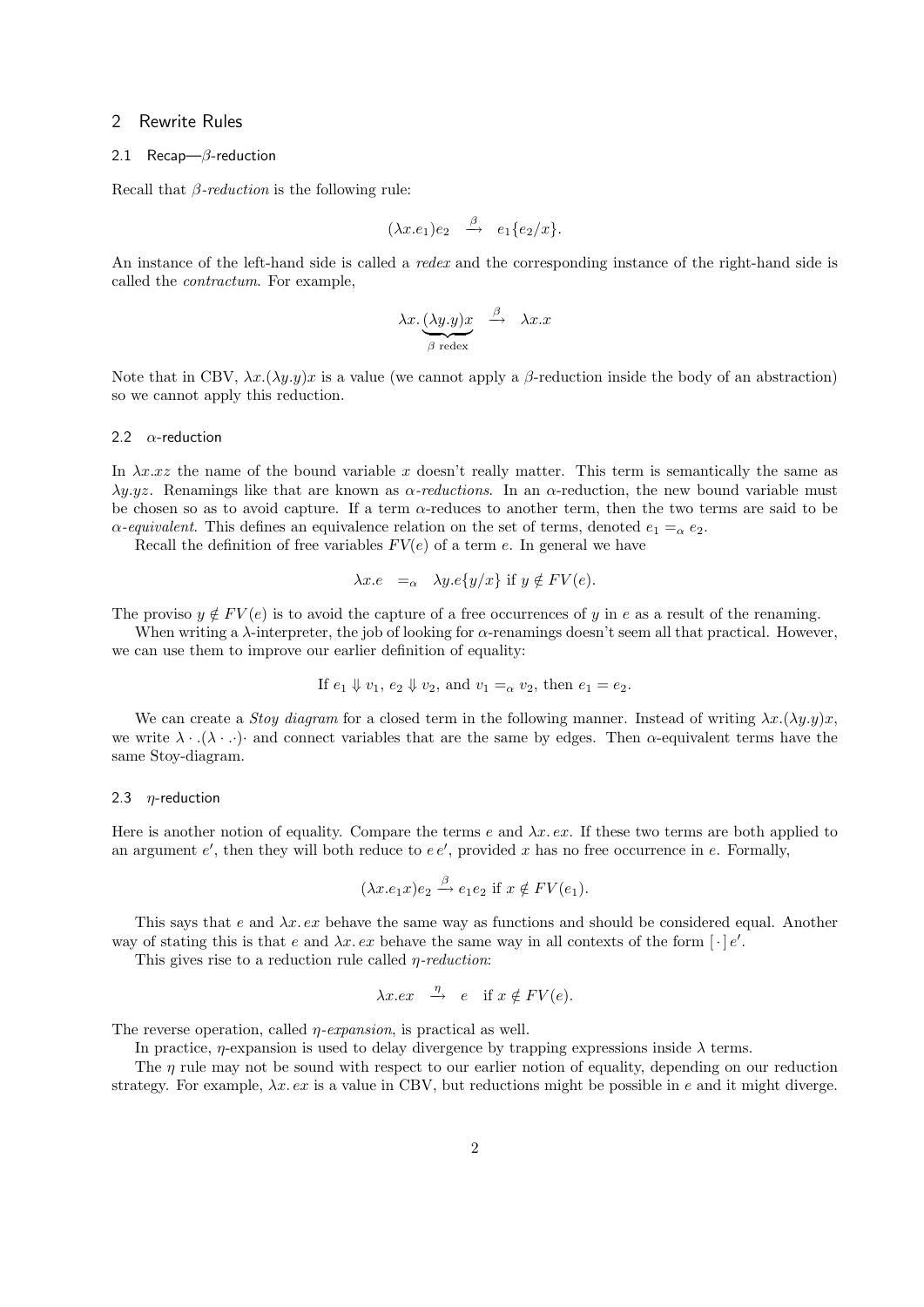## 2 Rewrite Rules

### 2.1 Recap—$\beta$-reduction

Recall that *$\beta$-reduction* is the following rule:

$$(\lambda x.e_1)e_2 \quad \xrightarrow{\beta} \quad e_1\{e_2/x\}.$$

An instance of the left-hand side is called a *redex* and the corresponding instance of the right-hand side is called the *contractum*. For example,

$$\lambda x.\underbrace{(\lambda y.y)x}_{\beta \text{ redex}} \quad \xrightarrow{\beta} \quad \lambda x.x$$

Note that in CBV, $\lambda x.(\lambda y.y)x$ is a value (we cannot apply a $\beta$-reduction inside the body of an abstraction) so we cannot apply this reduction.

### 2.2 $\alpha$-reduction

In $\lambda x.xz$ the name of the bound variable $x$ doesn't really matter. This term is semantically the same as $\lambda y.yz$. Renamings like that are known as *$\alpha$-reductions*. In an $\alpha$-reduction, the new bound variable must be chosen so as to avoid capture. If a term $\alpha$-reduces to another term, then the two terms are said to be *$\alpha$-equivalent*. This defines an equivalence relation on the set of terms, denoted $e_1 =_\alpha e_2$.

Recall the definition of free variables $FV(e)$ of a term $e$. In general we have

$$\lambda x.e \quad =_\alpha \quad \lambda y.e\{y/x\} \text{ if } y \notin FV(e).$$

The proviso $y \notin FV(e)$ is to avoid the capture of a free occurrences of $y$ in $e$ as a result of the renaming.

When writing a $\lambda$-interpreter, the job of looking for $\alpha$-renamings doesn't seem all that practical. However, we can use them to improve our earlier definition of equality:

$$\text{If } e_1 \Downarrow v_1,\ e_2 \Downarrow v_2, \text{ and } v_1 =_\alpha v_2, \text{ then } e_1 = e_2.$$

We can create a *Stoy diagram* for a closed term in the following manner. Instead of writing $\lambda x.(\lambda y.y)x$, we write $\lambda \cdot .(\lambda \cdot .\cdot)\cdot$ and connect variables that are the same by edges. Then $\alpha$-equivalent terms have the same Stoy-diagram.

### 2.3 $\eta$-reduction

Here is another notion of equality. Compare the terms $e$ and $\lambda x.\, ex$. If these two terms are both applied to an argument $e'$, then they will both reduce to $e\, e'$, provided $x$ has no free occurrence in $e$. Formally,

$$(\lambda x.e_1 x)e_2 \xrightarrow{\beta} e_1 e_2 \text{ if } x \notin FV(e_1).$$

This says that $e$ and $\lambda x.\, ex$ behave the same way as functions and should be considered equal. Another way of stating this is that $e$ and $\lambda x.\, ex$ behave the same way in all contexts of the form $[\,\cdot\,]\, e'$.

This gives rise to a reduction rule called *$\eta$-reduction*:

$$\lambda x.ex \quad \xrightarrow{\eta} \quad e \quad \text{if } x \notin FV(e).$$

The reverse operation, called *$\eta$-expansion*, is practical as well.

In practice, $\eta$-expansion is used to delay divergence by trapping expressions inside $\lambda$ terms.

The $\eta$ rule may not be sound with respect to our earlier notion of equality, depending on our reduction strategy. For example, $\lambda x.\, ex$ is a value in CBV, but reductions might be possible in $e$ and it might diverge.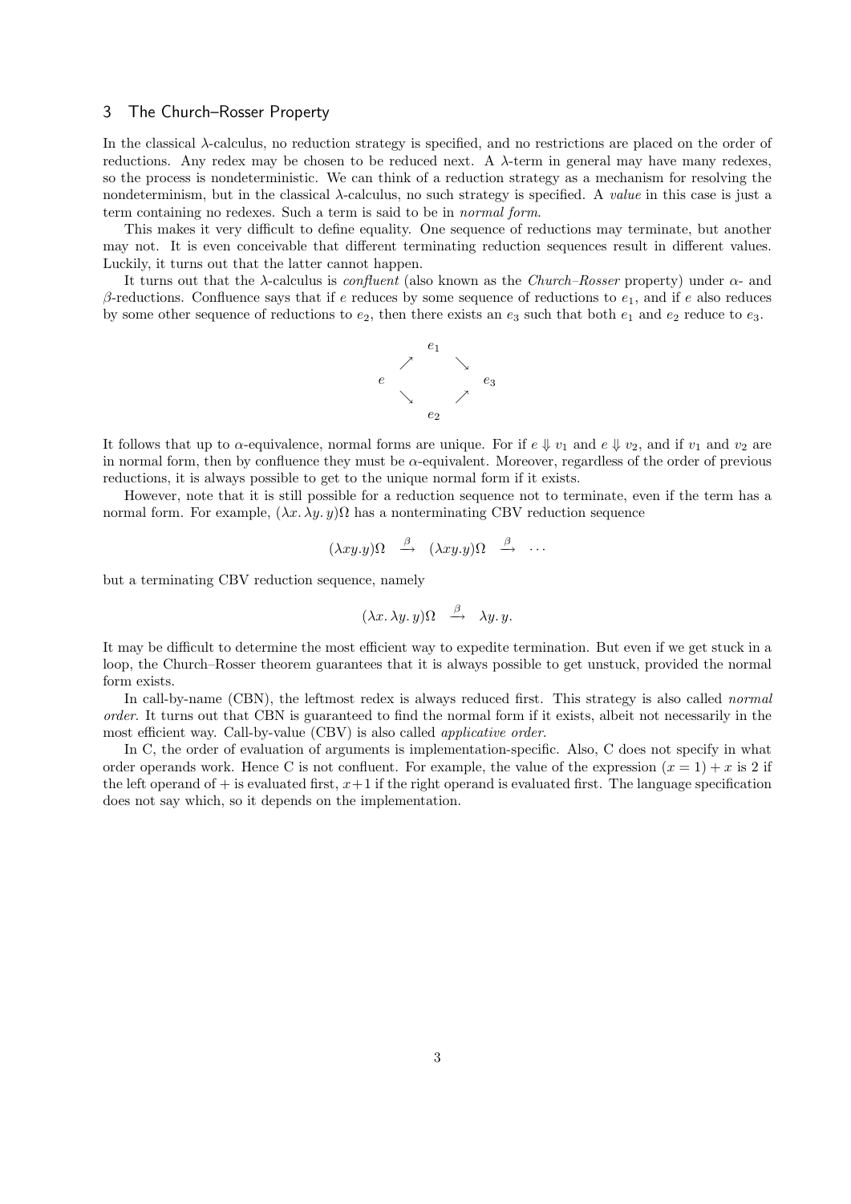## 3 The Church–Rosser Property

In the classical λ-calculus, no reduction strategy is specified, and no restrictions are placed on the order of reductions. Any redex may be chosen to be reduced next. A λ-term in general may have many redexes, so the process is nondeterministic. We can think of a reduction strategy as a mechanism for resolving the nondeterminism, but in the classical λ-calculus, no such strategy is specified. A *value* in this case is just a term containing no redexes. Such a term is said to be in *normal form*.

This makes it very difficult to define equality. One sequence of reductions may terminate, but another may not. It is even conceivable that different terminating reduction sequences result in different values. Luckily, it turns out that the latter cannot happen.

It turns out that the λ-calculus is *confluent* (also known as the *Church–Rosser* property) under α- and β-reductions. Confluence says that if $e$ reduces by some sequence of reductions to $e_1$, and if $e$ also reduces by some other sequence of reductions to $e_2$, then there exists an $e_3$ such that both $e_1$ and $e_2$ reduce to $e_3$.

$$\begin{array}{ccccc} & & e_1 & & \\ & \nearrow & & \searrow & \\ e & & & & e_3 \\ & \searrow & & \nearrow & \\ & & e_2 & & \end{array}$$

It follows that up to α-equivalence, normal forms are unique. For if $e \Downarrow v_1$ and $e \Downarrow v_2$, and if $v_1$ and $v_2$ are in normal form, then by confluence they must be α-equivalent. Moreover, regardless of the order of previous reductions, it is always possible to get to the unique normal form if it exists.

However, note that it is still possible for a reduction sequence not to terminate, even if the term has a normal form. For example, $(\lambda x.\, \lambda y.\, y)\Omega$ has a nonterminating CBV reduction sequence

$$(\lambda xy.y)\Omega \ \xrightarrow{\beta}\ (\lambda xy.y)\Omega \ \xrightarrow{\beta}\ \cdots$$

but a terminating CBV reduction sequence, namely

$$(\lambda x.\, \lambda y.\, y)\Omega \ \xrightarrow{\beta}\ \lambda y.\, y.$$

It may be difficult to determine the most efficient way to expedite termination. But even if we get stuck in a loop, the Church–Rosser theorem guarantees that it is always possible to get unstuck, provided the normal form exists.

In call-by-name (CBN), the leftmost redex is always reduced first. This strategy is also called *normal order*. It turns out that CBN is guaranteed to find the normal form if it exists, albeit not necessarily in the most efficient way. Call-by-value (CBV) is also called *applicative order*.

In C, the order of evaluation of arguments is implementation-specific. Also, C does not specify in what order operands work. Hence C is not confluent. For example, the value of the expression $(x = 1) + x$ is 2 if the left operand of + is evaluated first, $x+1$ if the right operand is evaluated first. The language specification does not say which, so it depends on the implementation.